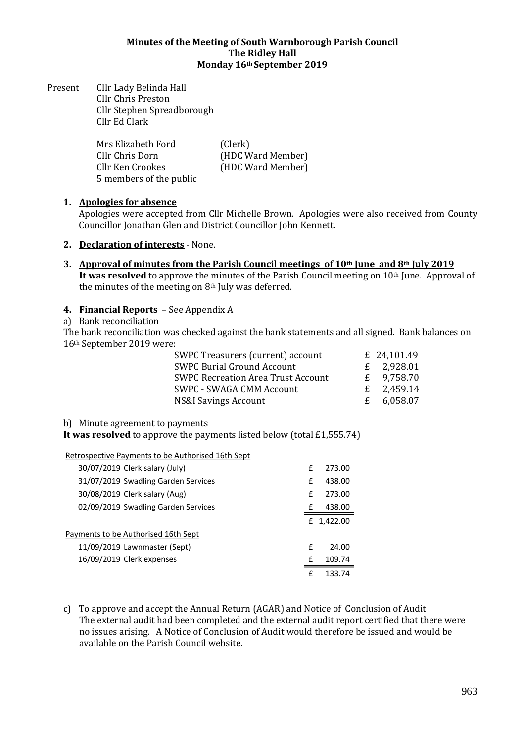**Minutes of the Meeting of South Warnborough Parish Council**
**The Ridley Hall**
**Monday 16th September 2019**

Present
Cllr Lady Belinda Hall
Cllr Chris Preston
Cllr Stephen Spreadborough
Cllr Ed Clark

Mrs Elizabeth Ford (Clerk)
Cllr Chris Dorn (HDC Ward Member)
Cllr Ken Crookes (HDC Ward Member)
5 members of the public

1. **Apologies for absence**
Apologies were accepted from Cllr Michelle Brown. Apologies were also received from County Councillor Jonathan Glen and District Councillor John Kennett.

2. **Declaration of interests** - None.

3. **Approval of minutes from the Parish Council meetings of 10th June and 8th July 2019**
**It was resolved** to approve the minutes of the Parish Council meeting on 10th June. Approval of the minutes of the meeting on 8th July was deferred.

4. **Financial Reports** – See Appendix A

a) Bank reconciliation

The bank reconciliation was checked against the bank statements and all signed. Bank balances on 16th September 2019 were:

| | |
|---|---|
| SWPC Treasurers (current) account | £ 24,101.49 |
| SWPC Burial Ground Account | £ 2,928.01 |
| SWPC Recreation Area Trust Account | £ 9,758.70 |
| SWPC - SWAGA CMM Account | £ 2,459.14 |
| NS&I Savings Account | £ 6,058.07 |

b) Minute agreement to payments

**It was resolved** to approve the payments listed below (total £1,555.74)

| Retrospective Payments to be Authorised 16th Sept | | |
|---|---|---|
| 30/07/2019 | Clerk salary (July) | £ 273.00 |
| 31/07/2019 | Swadling Garden Services | £ 438.00 |
| 30/08/2019 | Clerk salary (Aug) | £ 273.00 |
| 02/09/2019 | Swadling Garden Services | £ 438.00 |
| | | £ 1,422.00 |
| **Payments to be Authorised 16th Sept** | | |
| 11/09/2019 | Lawnmaster (Sept) | £ 24.00 |
| 16/09/2019 | Clerk expenses | £ 109.74 |
| | | £ 133.74 |

c) To approve and accept the Annual Return (AGAR) and Notice of Conclusion of Audit
The external audit had been completed and the external audit report certified that there were no issues arising. A Notice of Conclusion of Audit would therefore be issued and would be available on the Parish Council website.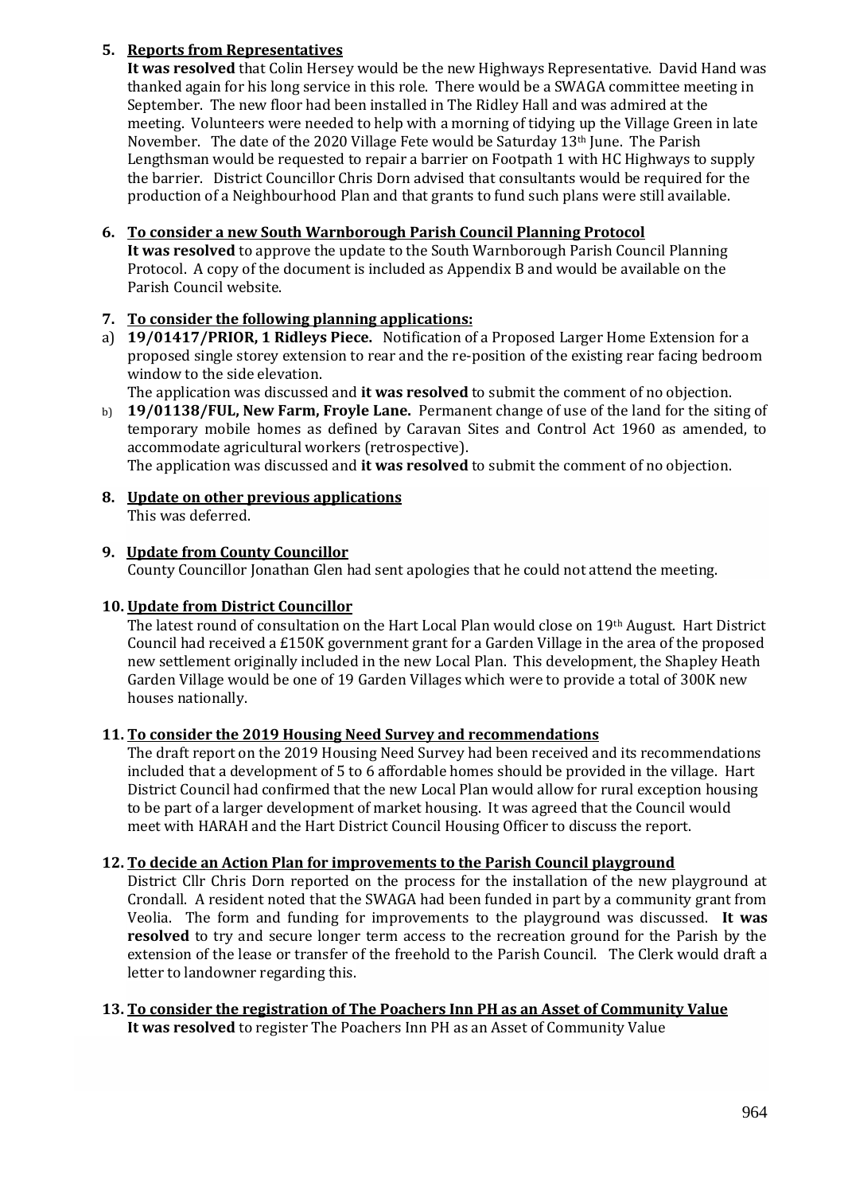**5. Reports from Representatives**

**It was resolved** that Colin Hersey would be the new Highways Representative. David Hand was thanked again for his long service in this role. There would be a SWAGA committee meeting in September. The new floor had been installed in The Ridley Hall and was admired at the meeting. Volunteers were needed to help with a morning of tidying up the Village Green in late November. The date of the 2020 Village Fete would be Saturday 13th June. The Parish Lengthsman would be requested to repair a barrier on Footpath 1 with HC Highways to supply the barrier. District Councillor Chris Dorn advised that consultants would be required for the production of a Neighbourhood Plan and that grants to fund such plans were still available.

**6. To consider a new South Warnborough Parish Council Planning Protocol**

**It was resolved** to approve the update to the South Warnborough Parish Council Planning Protocol. A copy of the document is included as Appendix B and would be available on the Parish Council website.

**7. To consider the following planning applications:**

a) **19/01417/PRIOR, 1 Ridleys Piece.** Notification of a Proposed Larger Home Extension for a proposed single storey extension to rear and the re-position of the existing rear facing bedroom window to the side elevation.
The application was discussed and **it was resolved** to submit the comment of no objection.

b) **19/01138/FUL, New Farm, Froyle Lane.** Permanent change of use of the land for the siting of temporary mobile homes as defined by Caravan Sites and Control Act 1960 as amended, to accommodate agricultural workers (retrospective).
The application was discussed and **it was resolved** to submit the comment of no objection.

**8. Update on other previous applications**

This was deferred.

**9. Update from County Councillor**

County Councillor Jonathan Glen had sent apologies that he could not attend the meeting.

**10. Update from District Councillor**

The latest round of consultation on the Hart Local Plan would close on 19th August. Hart District Council had received a £150K government grant for a Garden Village in the area of the proposed new settlement originally included in the new Local Plan. This development, the Shapley Heath Garden Village would be one of 19 Garden Villages which were to provide a total of 300K new houses nationally.

**11. To consider the 2019 Housing Need Survey and recommendations**

The draft report on the 2019 Housing Need Survey had been received and its recommendations included that a development of 5 to 6 affordable homes should be provided in the village. Hart District Council had confirmed that the new Local Plan would allow for rural exception housing to be part of a larger development of market housing. It was agreed that the Council would meet with HARAH and the Hart District Council Housing Officer to discuss the report.

**12. To decide an Action Plan for improvements to the Parish Council playground**

District Cllr Chris Dorn reported on the process for the installation of the new playground at Crondall. A resident noted that the SWAGA had been funded in part by a community grant from Veolia. The form and funding for improvements to the playground was discussed. **It was resolved** to try and secure longer term access to the recreation ground for the Parish by the extension of the lease or transfer of the freehold to the Parish Council. The Clerk would draft a letter to landowner regarding this.

**13. To consider the registration of The Poachers Inn PH as an Asset of Community Value**

**It was resolved** to register The Poachers Inn PH as an Asset of Community Value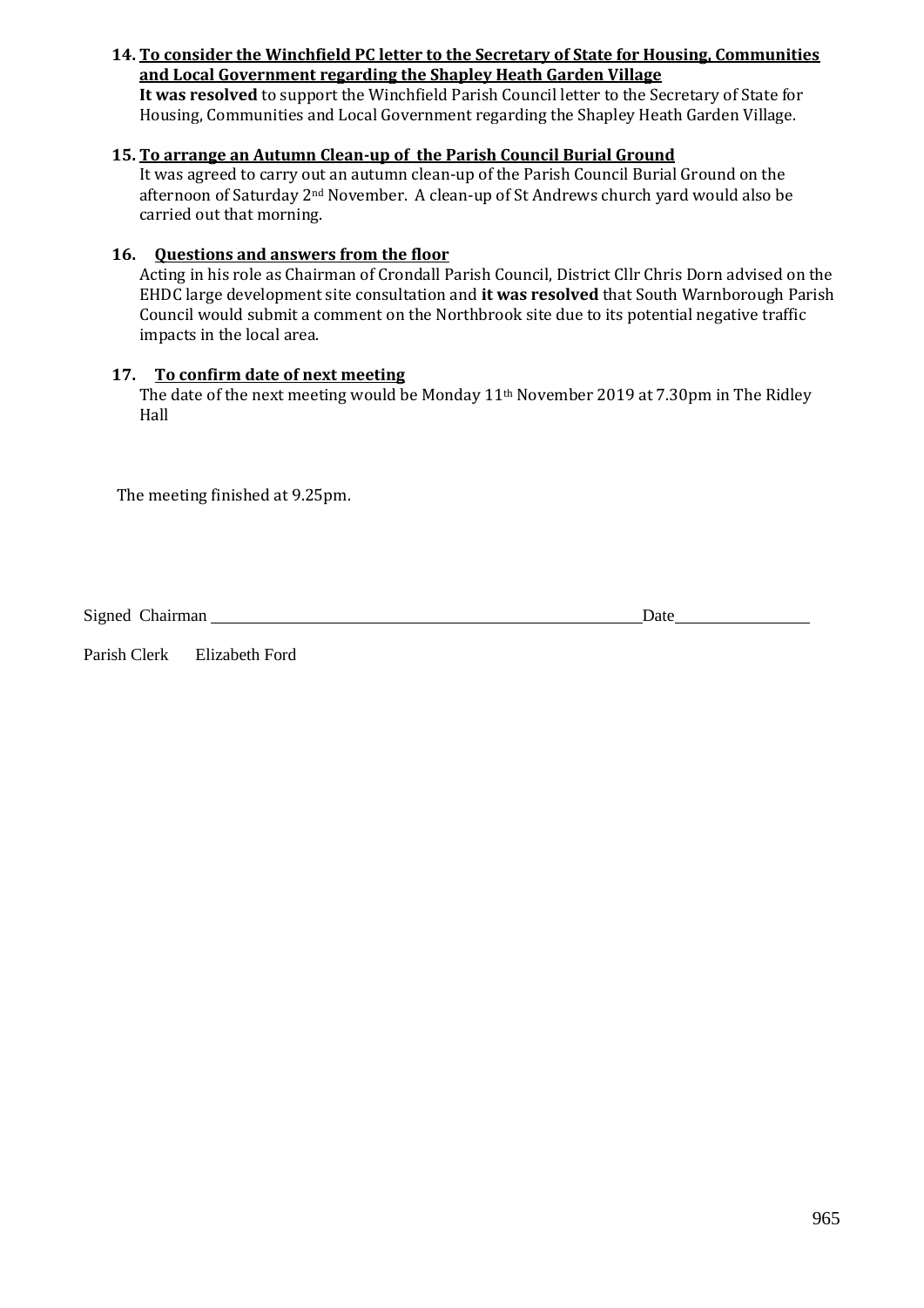**14. To consider the Winchfield PC letter to the Secretary of State for Housing, Communities and Local Government regarding the Shapley Heath Garden Village**

**It was resolved** to support the Winchfield Parish Council letter to the Secretary of State for Housing, Communities and Local Government regarding the Shapley Heath Garden Village.

**15. To arrange an Autumn Clean-up of the Parish Council Burial Ground**

It was agreed to carry out an autumn clean-up of the Parish Council Burial Ground on the afternoon of Saturday 2nd November. A clean-up of St Andrews church yard would also be carried out that morning.

**16. Questions and answers from the floor**

Acting in his role as Chairman of Crondall Parish Council, District Cllr Chris Dorn advised on the EHDC large development site consultation and **it was resolved** that South Warnborough Parish Council would submit a comment on the Northbrook site due to its potential negative traffic impacts in the local area.

**17. To confirm date of next meeting**

The date of the next meeting would be Monday 11th November 2019 at 7.30pm in The Ridley Hall

The meeting finished at 9.25pm.

Signed Chairman ______________________________ Date ______________

Parish Clerk Elizabeth Ford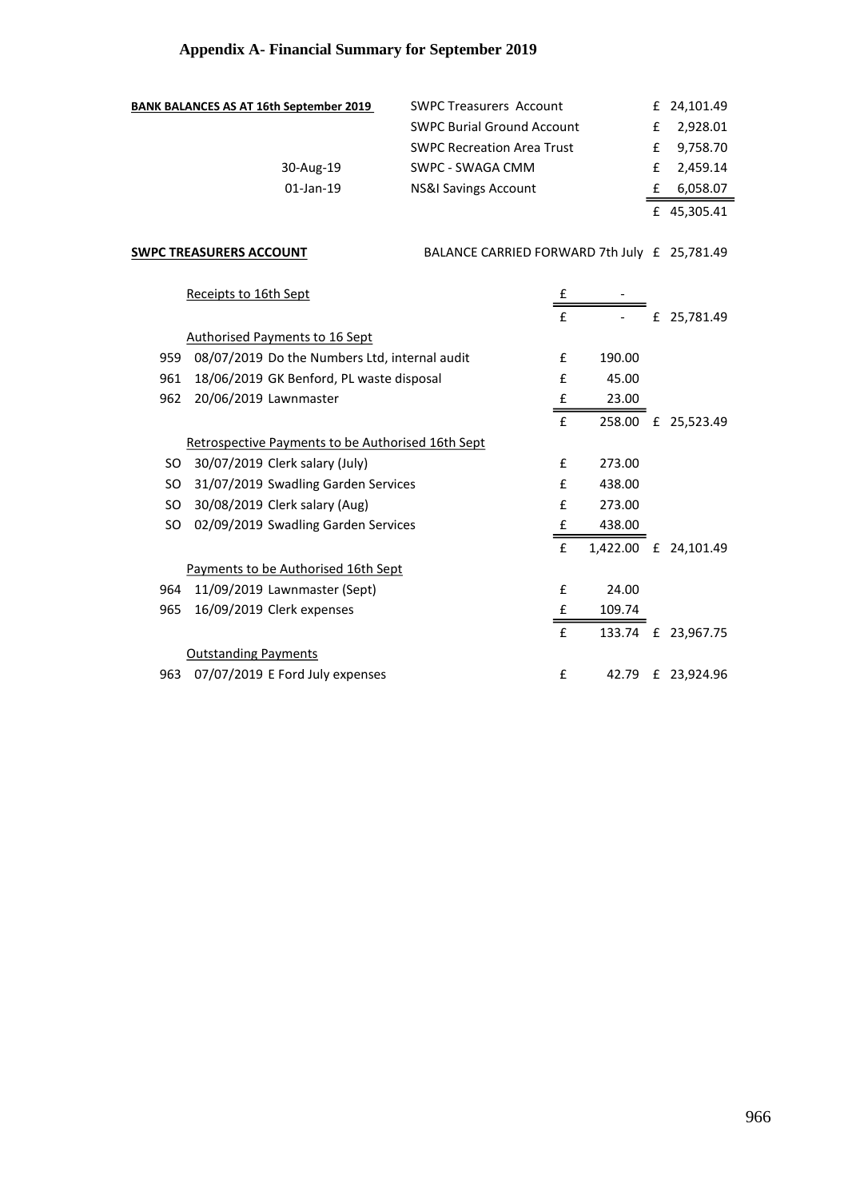# Appendix A- Financial Summary for September 2019

| BANK BALANCES AS AT 16th September 2019 | | | |
|---|---|---|---|
| | SWPC Treasurers Account | £ | 24,101.49 |
| | SWPC Burial Ground Account | £ | 2,928.01 |
| | SWPC Recreation Area Trust | £ | 9,758.70 |
| 30-Aug-19 | SWPC - SWAGA CMM | £ | 2,459.14 |
| 01-Jan-19 | NS&I Savings Account | £ | 6,058.07 |
| | | £ | 45,305.41 |

**SWPC TREASURERS ACCOUNT** — BALANCE CARRIED FORWARD 7th July £ 25,781.49

| No. | Date / Item | | Amount | | Balance |
|---|---|---|---|---|---|
| | Receipts to 16th Sept | £ | - | | |
| | | £ | - | £ | 25,781.49 |
| | Authorised Payments to 16 Sept | | | | |
| 959 | 08/07/2019 Do the Numbers Ltd, internal audit | £ | 190.00 | | |
| 961 | 18/06/2019 GK Benford, PL waste disposal | £ | 45.00 | | |
| 962 | 20/06/2019 Lawnmaster | £ | 23.00 | | |
| | | £ | 258.00 | £ | 25,523.49 |
| | Retrospective Payments to be Authorised 16th Sept | | | | |
| SO | 30/07/2019 Clerk salary (July) | £ | 273.00 | | |
| SO | 31/07/2019 Swadling Garden Services | £ | 438.00 | | |
| SO | 30/08/2019 Clerk salary (Aug) | £ | 273.00 | | |
| SO | 02/09/2019 Swadling Garden Services | £ | 438.00 | | |
| | | £ | 1,422.00 | £ | 24,101.49 |
| | Payments to be Authorised 16th Sept | | | | |
| 964 | 11/09/2019 Lawnmaster (Sept) | £ | 24.00 | | |
| 965 | 16/09/2019 Clerk expenses | £ | 109.74 | | |
| | | £ | 133.74 | £ | 23,967.75 |
| | Outstanding Payments | | | | |
| 963 | 07/07/2019 E Ford July expenses | £ | 42.79 | £ | 23,924.96 |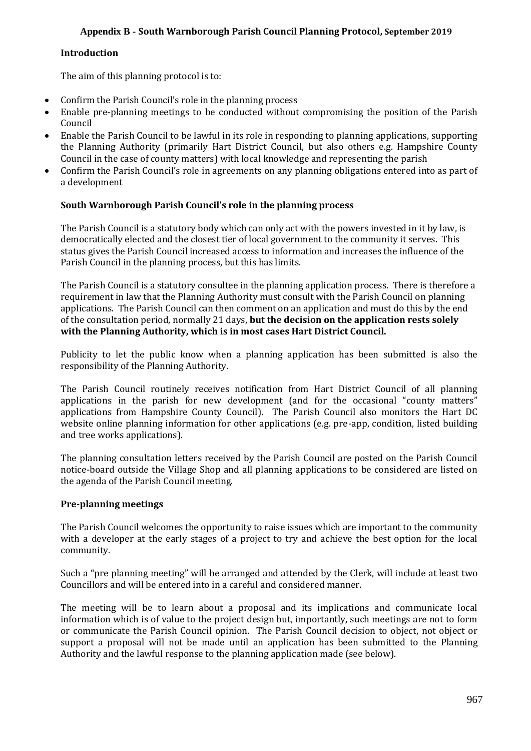## Appendix B - South Warnborough Parish Council Planning Protocol, September 2019

### Introduction

The aim of this planning protocol is to:

- Confirm the Parish Council's role in the planning process
- Enable pre-planning meetings to be conducted without compromising the position of the Parish Council
- Enable the Parish Council to be lawful in its role in responding to planning applications, supporting the Planning Authority (primarily Hart District Council, but also others e.g. Hampshire County Council in the case of county matters) with local knowledge and representing the parish
- Confirm the Parish Council's role in agreements on any planning obligations entered into as part of a development

### South Warnborough Parish Council's role in the planning process

The Parish Council is a statutory body which can only act with the powers invested in it by law, is democratically elected and the closest tier of local government to the community it serves. This status gives the Parish Council increased access to information and increases the influence of the Parish Council in the planning process, but this has limits.

The Parish Council is a statutory consultee in the planning application process. There is therefore a requirement in law that the Planning Authority must consult with the Parish Council on planning applications. The Parish Council can then comment on an application and must do this by the end of the consultation period, normally 21 days, **but the decision on the application rests solely with the Planning Authority, which is in most cases Hart District Council.**

Publicity to let the public know when a planning application has been submitted is also the responsibility of the Planning Authority.

The Parish Council routinely receives notification from Hart District Council of all planning applications in the parish for new development (and for the occasional "county matters" applications from Hampshire County Council). The Parish Council also monitors the Hart DC website online planning information for other applications (e.g. pre-app, condition, listed building and tree works applications).

The planning consultation letters received by the Parish Council are posted on the Parish Council notice-board outside the Village Shop and all planning applications to be considered are listed on the agenda of the Parish Council meeting.

### Pre-planning meetings

The Parish Council welcomes the opportunity to raise issues which are important to the community with a developer at the early stages of a project to try and achieve the best option for the local community.

Such a "pre planning meeting" will be arranged and attended by the Clerk, will include at least two Councillors and will be entered into in a careful and considered manner.

The meeting will be to learn about a proposal and its implications and communicate local information which is of value to the project design but, importantly, such meetings are not to form or communicate the Parish Council opinion. The Parish Council decision to object, not object or support a proposal will not be made until an application has been submitted to the Planning Authority and the lawful response to the planning application made (see below).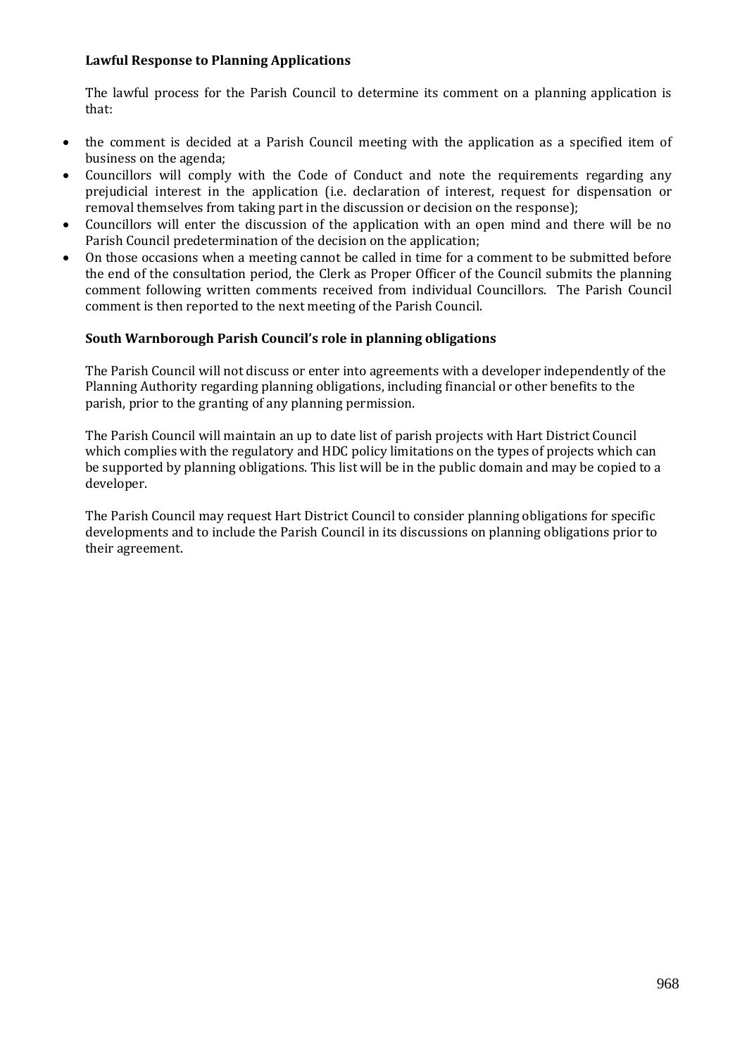**Lawful Response to Planning Applications**

The lawful process for the Parish Council to determine its comment on a planning application is that:

- the comment is decided at a Parish Council meeting with the application as a specified item of business on the agenda;
- Councillors will comply with the Code of Conduct and note the requirements regarding any prejudicial interest in the application (i.e. declaration of interest, request for dispensation or removal themselves from taking part in the discussion or decision on the response);
- Councillors will enter the discussion of the application with an open mind and there will be no Parish Council predetermination of the decision on the application;
- On those occasions when a meeting cannot be called in time for a comment to be submitted before the end of the consultation period, the Clerk as Proper Officer of the Council submits the planning comment following written comments received from individual Councillors. The Parish Council comment is then reported to the next meeting of the Parish Council.

**South Warnborough Parish Council's role in planning obligations**

The Parish Council will not discuss or enter into agreements with a developer independently of the Planning Authority regarding planning obligations, including financial or other benefits to the parish, prior to the granting of any planning permission.

The Parish Council will maintain an up to date list of parish projects with Hart District Council which complies with the regulatory and HDC policy limitations on the types of projects which can be supported by planning obligations. This list will be in the public domain and may be copied to a developer.

The Parish Council may request Hart District Council to consider planning obligations for specific developments and to include the Parish Council in its discussions on planning obligations prior to their agreement.